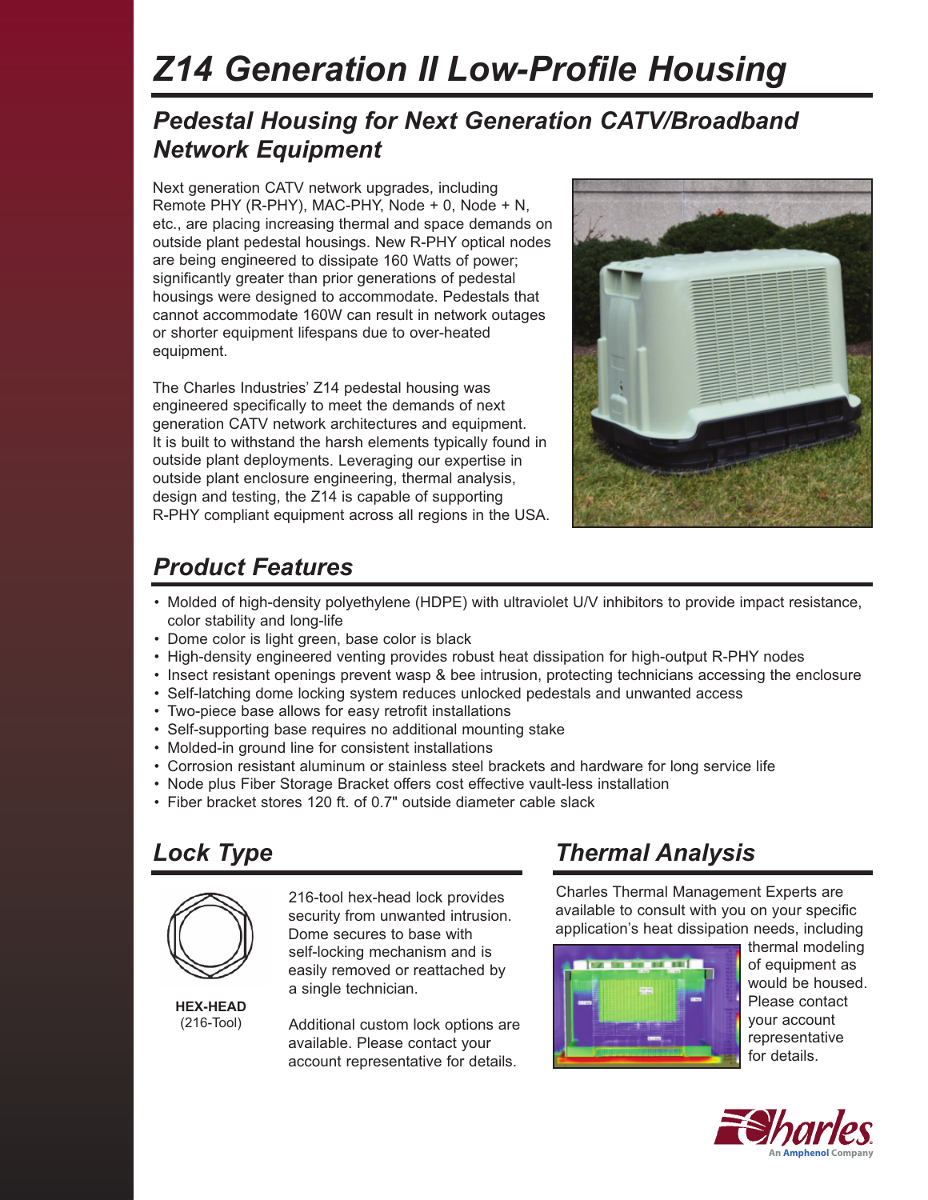# Z14 Generation II Low-Profile Housing

## Pedestal Housing for Next Generation CATV/Broadband Network Equipment

Next generation CATV network upgrades, including Remote PHY (R-PHY), MAC-PHY, Node + 0, Node + N, etc., are placing increasing thermal and space demands on outside plant pedestal housings. New R-PHY optical nodes are being engineered to dissipate 160 Watts of power; significantly greater than prior generations of pedestal housings were designed to accommodate. Pedestals that cannot accommodate 160W can result in network outages or shorter equipment lifespans due to over-heated equipment.

The Charles Industries' Z14 pedestal housing was engineered specifically to meet the demands of next generation CATV network architectures and equipment. It is built to withstand the harsh elements typically found in outside plant deployments. Leveraging our expertise in outside plant enclosure engineering, thermal analysis, design and testing, the Z14 is capable of supporting R-PHY compliant equipment across all regions in the USA.

## Product Features

- Molded of high-density polyethylene (HDPE) with ultraviolet U/V inhibitors to provide impact resistance, color stability and long-life
- Dome color is light green, base color is black
- High-density engineered venting provides robust heat dissipation for high-output R-PHY nodes
- Insect resistant openings prevent wasp & bee intrusion, protecting technicians accessing the enclosure
- Self-latching dome locking system reduces unlocked pedestals and unwanted access
- Two-piece base allows for easy retrofit installations
- Self-supporting base requires no additional mounting stake
- Molded-in ground line for consistent installations
- Corrosion resistant aluminum or stainless steel brackets and hardware for long service life
- Node plus Fiber Storage Bracket offers cost effective vault-less installation
- Fiber bracket stores 120 ft. of 0.7" outside diameter cable slack

## Lock Type

**HEX-HEAD**
(216-Tool)

216-tool hex-head lock provides security from unwanted intrusion. Dome secures to base with self-locking mechanism and is easily removed or reattached by a single technician.

Additional custom lock options are available. Please contact your account representative for details.

## Thermal Analysis

Charles Thermal Management Experts are available to consult with you on your specific application's heat dissipation needs, including thermal modeling of equipment as would be housed. Please contact your account representative for details.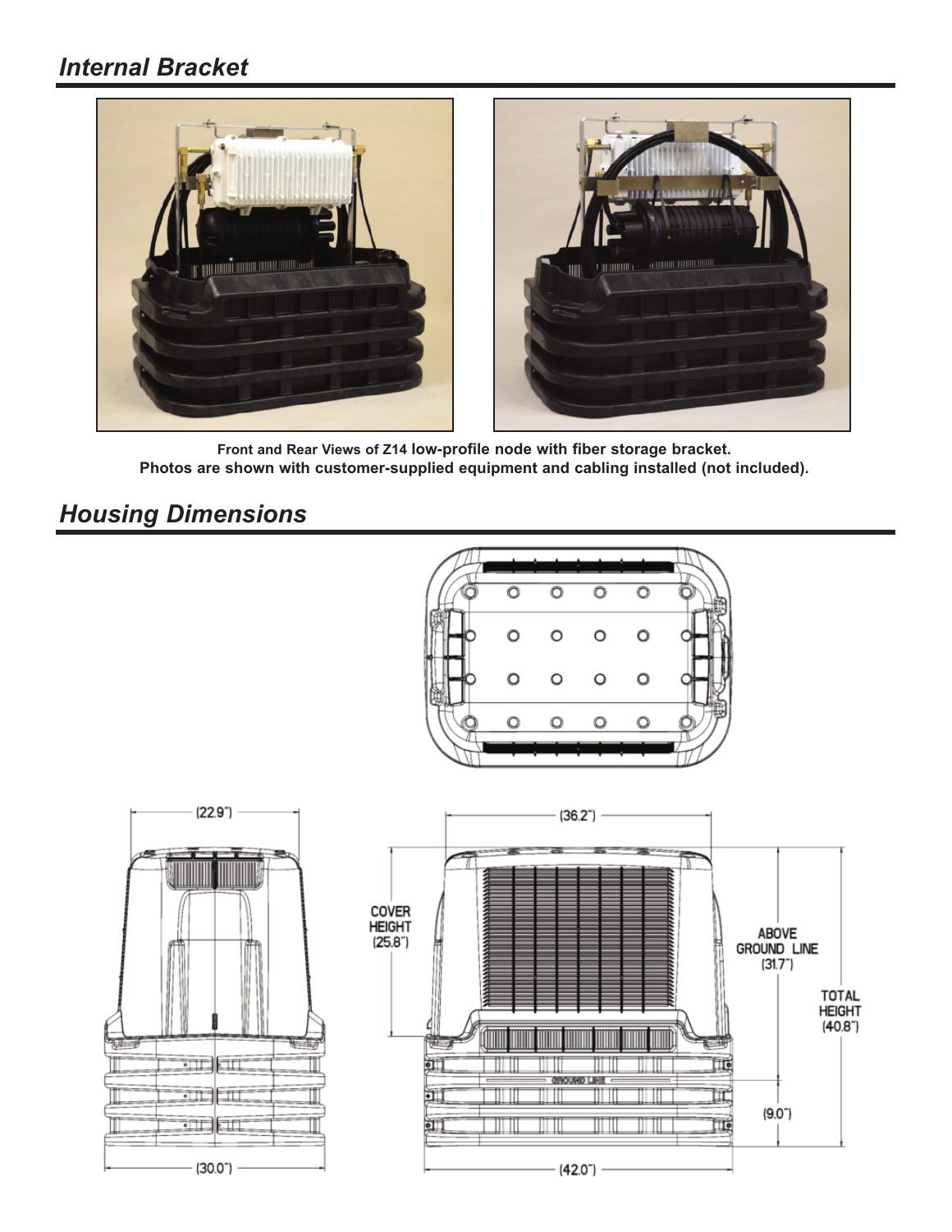## *Internal Bracket*

Front and Rear Views of Z14 low-profile node with fiber storage bracket.
Photos are shown with customer-supplied equipment and cabling installed (not included).

## *Housing Dimensions*

(22.9")

(36.2")

COVER HEIGHT (25.8")

ABOVE GROUND LINE (31.7")

TOTAL HEIGHT (40.8")

GROUND LINE

(9.0")

(30.0")

(42.0")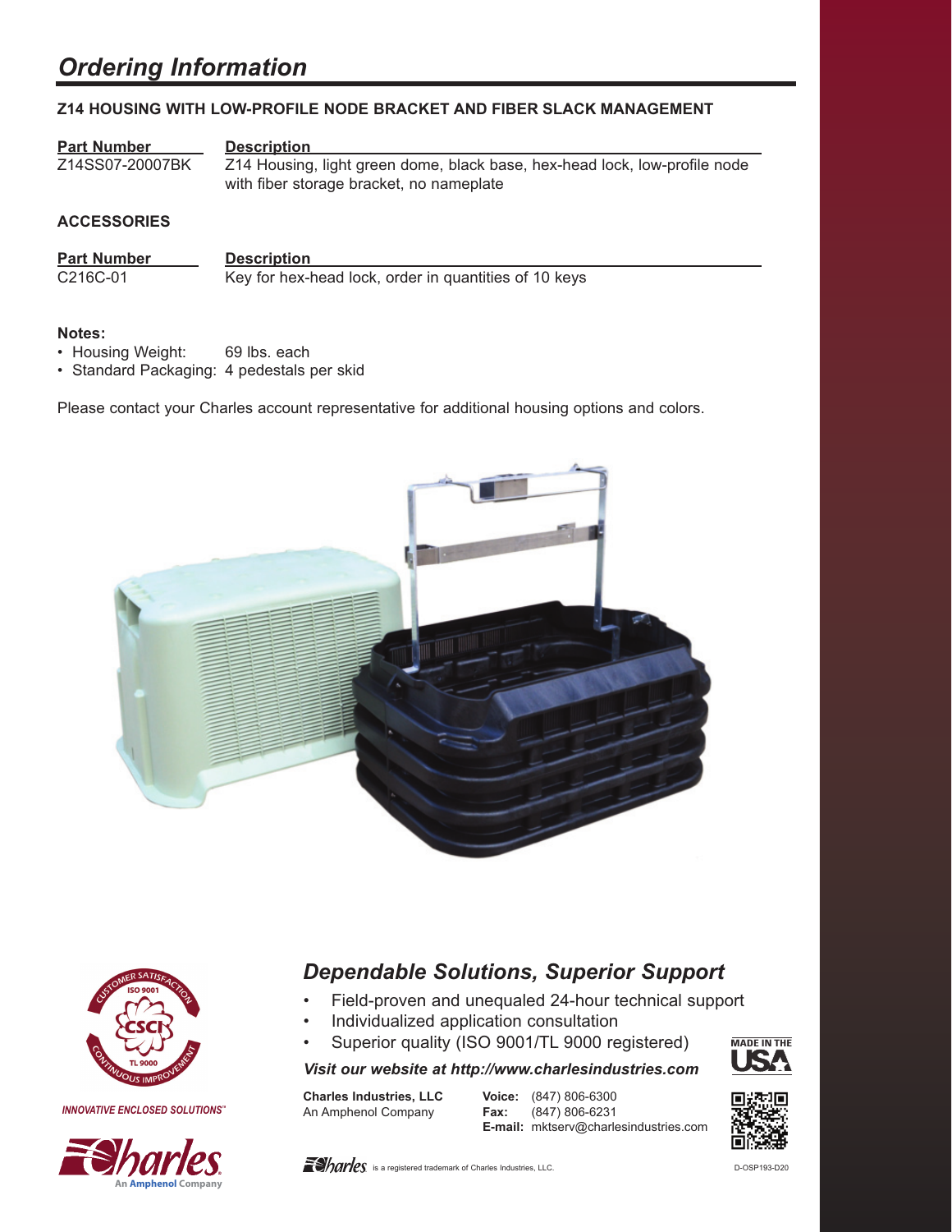## Ordering Information

### Z14 HOUSING WITH LOW-PROFILE NODE BRACKET AND FIBER SLACK MANAGEMENT

| Part Number | Description |
|---|---|
| Z14SS07-20007BK | Z14 Housing, light green dome, black base, hex-head lock, low-profile node with fiber storage bracket, no nameplate |

### ACCESSORIES

| Part Number | Description |
|---|---|
| C216C-01 | Key for hex-head lock, order in quantities of 10 keys |

**Notes:**

- Housing Weight: 69 lbs. each
- Standard Packaging: 4 pedestals per skid

Please contact your Charles account representative for additional housing options and colors.

*INNOVATIVE ENCLOSED SOLUTIONS™*

## *Dependable Solutions, Superior Support*

- Field-proven and unequaled 24-hour technical support
- Individualized application consultation
- Superior quality (ISO 9001/TL 9000 registered)

***Visit our website at http://www.charlesindustries.com***

**Charles Industries, LLC**
An Amphenol Company

**Voice:** (847) 806-6300
**Fax:** (847) 806-6231
**E-mail:** mktserv@charlesindustries.com

Charles is a registered trademark of Charles Industries, LLC.

D-OSP193-D20